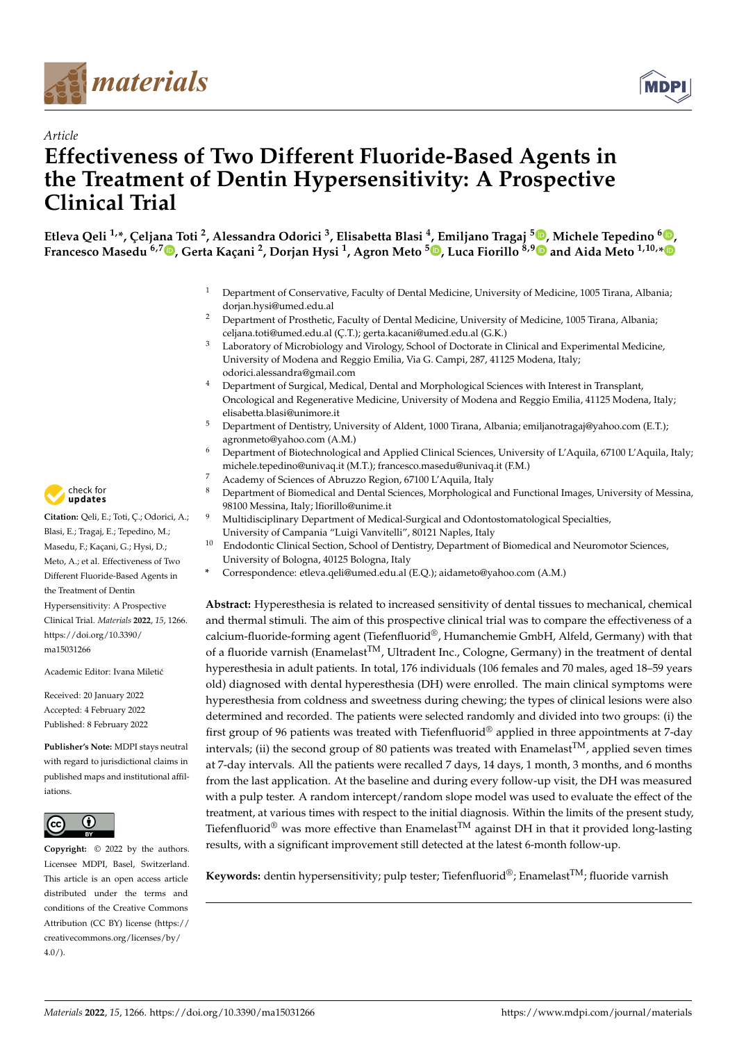*Article*

# Effectiveness of Two Different Fluoride-Based Agents in the Treatment of Dentin Hypersensitivity: A Prospective Clinical Trial

**Etleva Qeli [1,*], Çeljana Toti [2], Alessandra Odorici [3], Elisabetta Blasi [4], Emiljano Tragaj [5], Michele Tepedino [6], Francesco Masedu [6,7], Gerta Kaçani [2], Dorjan Hysi [1], Agron Meto [5], Luca Fiorillo [8,9] and Aida Meto [1,10,*]**

1. Department of Conservative, Faculty of Dental Medicine, University of Medicine, 1005 Tirana, Albania; dorjan.hysi@umed.edu.al
2. Department of Prosthetic, Faculty of Dental Medicine, University of Medicine, 1005 Tirana, Albania; celjana.toti@umed.edu.al (Ç.T.); gerta.kacani@umed.edu.al (G.K.)
3. Laboratory of Microbiology and Virology, School of Doctorate in Clinical and Experimental Medicine, University of Modena and Reggio Emilia, Via G. Campi, 287, 41125 Modena, Italy; odorici.alessandra@gmail.com
4. Department of Surgical, Medical, Dental and Morphological Sciences with Interest in Transplant, Oncological and Regenerative Medicine, University of Modena and Reggio Emilia, 41125 Modena, Italy; elisabetta.blasi@unimore.it
5. Department of Dentistry, University of Aldent, 1000 Tirana, Albania; emiljanotragaj@yahoo.com (E.T.); agronmeto@yahoo.com (A.M.)
6. Department of Biotechnological and Applied Clinical Sciences, University of L'Aquila, 67100 L'Aquila, Italy; michele.tepedino@univaq.it (M.T.); francesco.masedu@univaq.it (F.M.)
7. Academy of Sciences of Abruzzo Region, 67100 L'Aquila, Italy
8. Department of Biomedical and Dental Sciences, Morphological and Functional Images, University of Messina, 98100 Messina, Italy; lfiorillo@unime.it
9. Multidisciplinary Department of Medical-Surgical and Odontostomatological Specialties, University of Campania "Luigi Vanvitelli", 80121 Naples, Italy
10. Endodontic Clinical Section, School of Dentistry, Department of Biomedical and Neuromotor Sciences, University of Bologna, 40125 Bologna, Italy

\* Correspondence: etleva.qeli@umed.edu.al (E.Q.); aidameto@yahoo.com (A.M.)

**Citation:** Qeli, E.; Toti, Ç.; Odorici, A.; Blasi, E.; Tragaj, E.; Tepedino, M.; Masedu, F.; Kaçani, G.; Hysi, D.; Meto, A.; et al. Effectiveness of Two Different Fluoride-Based Agents in the Treatment of Dentin Hypersensitivity: A Prospective Clinical Trial. *Materials* **2022**, *15*, 1266. https://doi.org/10.3390/ma15031266

Academic Editor: Ivana Miletić

Received: 20 January 2022
Accepted: 4 February 2022
Published: 8 February 2022

**Publisher's Note:** MDPI stays neutral with regard to jurisdictional claims in published maps and institutional affiliations.

**Copyright:** © 2022 by the authors. Licensee MDPI, Basel, Switzerland. This article is an open access article distributed under the terms and conditions of the Creative Commons Attribution (CC BY) license (https://creativecommons.org/licenses/by/4.0/).

**Abstract:** Hyperesthesia is related to increased sensitivity of dental tissues to mechanical, chemical and thermal stimuli. The aim of this prospective clinical trial was to compare the effectiveness of a calcium-fluoride-forming agent (Tiefenfluorid®, Humanchemie GmbH, Alfeld, Germany) with that of a fluoride varnish (Enamelast™, Ultradent Inc., Cologne, Germany) in the treatment of dental hyperesthesia in adult patients. In total, 176 individuals (106 females and 70 males, aged 18–59 years old) diagnosed with dental hyperesthesia (DH) were enrolled. The main clinical symptoms were hyperesthesia from coldness and sweetness during chewing; the types of clinical lesions were also determined and recorded. The patients were selected randomly and divided into two groups: (i) the first group of 96 patients was treated with Tiefenfluorid® applied in three appointments at 7-day intervals; (ii) the second group of 80 patients was treated with Enamelast™, applied seven times at 7-day intervals. All the patients were recalled 7 days, 14 days, 1 month, 3 months, and 6 months from the last application. At the baseline and during every follow-up visit, the DH was measured with a pulp tester. A random intercept/random slope model was used to evaluate the effect of the treatment, at various times with respect to the initial diagnosis. Within the limits of the present study, Tiefenfluorid® was more effective than Enamelast™ against DH in that it provided long-lasting results, with a significant improvement still detected at the latest 6-month follow-up.

**Keywords:** dentin hypersensitivity; pulp tester; Tiefenfluorid®; Enamelast™; fluoride varnish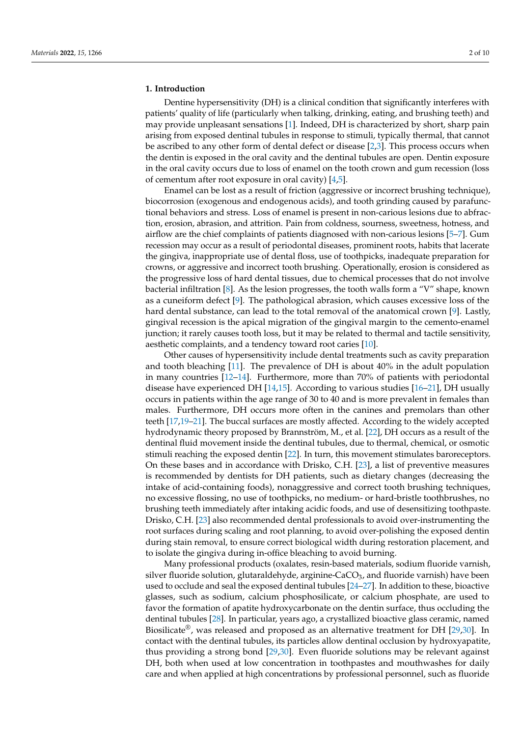## 1. Introduction

Dentine hypersensitivity (DH) is a clinical condition that significantly interferes with patients' quality of life (particularly when talking, drinking, eating, and brushing teeth) and may provide unpleasant sensations [1]. Indeed, DH is characterized by short, sharp pain arising from exposed dentinal tubules in response to stimuli, typically thermal, that cannot be ascribed to any other form of dental defect or disease [2,3]. This process occurs when the dentin is exposed in the oral cavity and the dentinal tubules are open. Dentin exposure in the oral cavity occurs due to loss of enamel on the tooth crown and gum recession (loss of cementum after root exposure in oral cavity) [4,5].

Enamel can be lost as a result of friction (aggressive or incorrect brushing technique), biocorrosion (exogenous and endogenous acids), and tooth grinding caused by parafunctional behaviors and stress. Loss of enamel is present in non-carious lesions due to abfraction, erosion, abrasion, and attrition. Pain from coldness, sourness, sweetness, hotness, and airflow are the chief complaints of patients diagnosed with non-carious lesions [5–7]. Gum recession may occur as a result of periodontal diseases, prominent roots, habits that lacerate the gingiva, inappropriate use of dental floss, use of toothpicks, inadequate preparation for crowns, or aggressive and incorrect tooth brushing. Operationally, erosion is considered as the progressive loss of hard dental tissues, due to chemical processes that do not involve bacterial infiltration [8]. As the lesion progresses, the tooth walls form a "V" shape, known as a cuneiform defect [9]. The pathological abrasion, which causes excessive loss of the hard dental substance, can lead to the total removal of the anatomical crown [9]. Lastly, gingival recession is the apical migration of the gingival margin to the cemento-enamel junction; it rarely causes tooth loss, but it may be related to thermal and tactile sensitivity, aesthetic complaints, and a tendency toward root caries [10].

Other causes of hypersensitivity include dental treatments such as cavity preparation and tooth bleaching [11]. The prevalence of DH is about 40% in the adult population in many countries [12–14]. Furthermore, more than 70% of patients with periodontal disease have experienced DH [14,15]. According to various studies [16–21], DH usually occurs in patients within the age range of 30 to 40 and is more prevalent in females than males. Furthermore, DH occurs more often in the canines and premolars than other teeth [17,19–21]. The buccal surfaces are mostly affected. According to the widely accepted hydrodynamic theory proposed by Brannström, M., et al. [22], DH occurs as a result of the dentinal fluid movement inside the dentinal tubules, due to thermal, chemical, or osmotic stimuli reaching the exposed dentin [22]. In turn, this movement stimulates baroreceptors. On these bases and in accordance with Drisko, C.H. [23], a list of preventive measures is recommended by dentists for DH patients, such as dietary changes (decreasing the intake of acid-containing foods), nonaggressive and correct tooth brushing techniques, no excessive flossing, no use of toothpicks, no medium- or hard-bristle toothbrushes, no brushing teeth immediately after intaking acidic foods, and use of desensitizing toothpaste. Drisko, C.H. [23] also recommended dental professionals to avoid over-instrumenting the root surfaces during scaling and root planning, to avoid over-polishing the exposed dentin during stain removal, to ensure correct biological width during restoration placement, and to isolate the gingiva during in-office bleaching to avoid burning.

Many professional products (oxalates, resin-based materials, sodium fluoride varnish, silver fluoride solution, glutaraldehyde, arginine-$CaCO_3$, and fluoride varnish) have been used to occlude and seal the exposed dentinal tubules [24–27]. In addition to these, bioactive glasses, such as sodium, calcium phosphosilicate, or calcium phosphate, are used to favor the formation of apatite hydroxycarbonate on the dentin surface, thus occluding the dentinal tubules [28]. In particular, years ago, a crystallized bioactive glass ceramic, named Biosilicate®, was released and proposed as an alternative treatment for DH [29,30]. In contact with the dentinal tubules, its particles allow dentinal occlusion by hydroxyapatite, thus providing a strong bond [29,30]. Even fluoride solutions may be relevant against DH, both when used at low concentration in toothpastes and mouthwashes for daily care and when applied at high concentrations by professional personnel, such as fluoride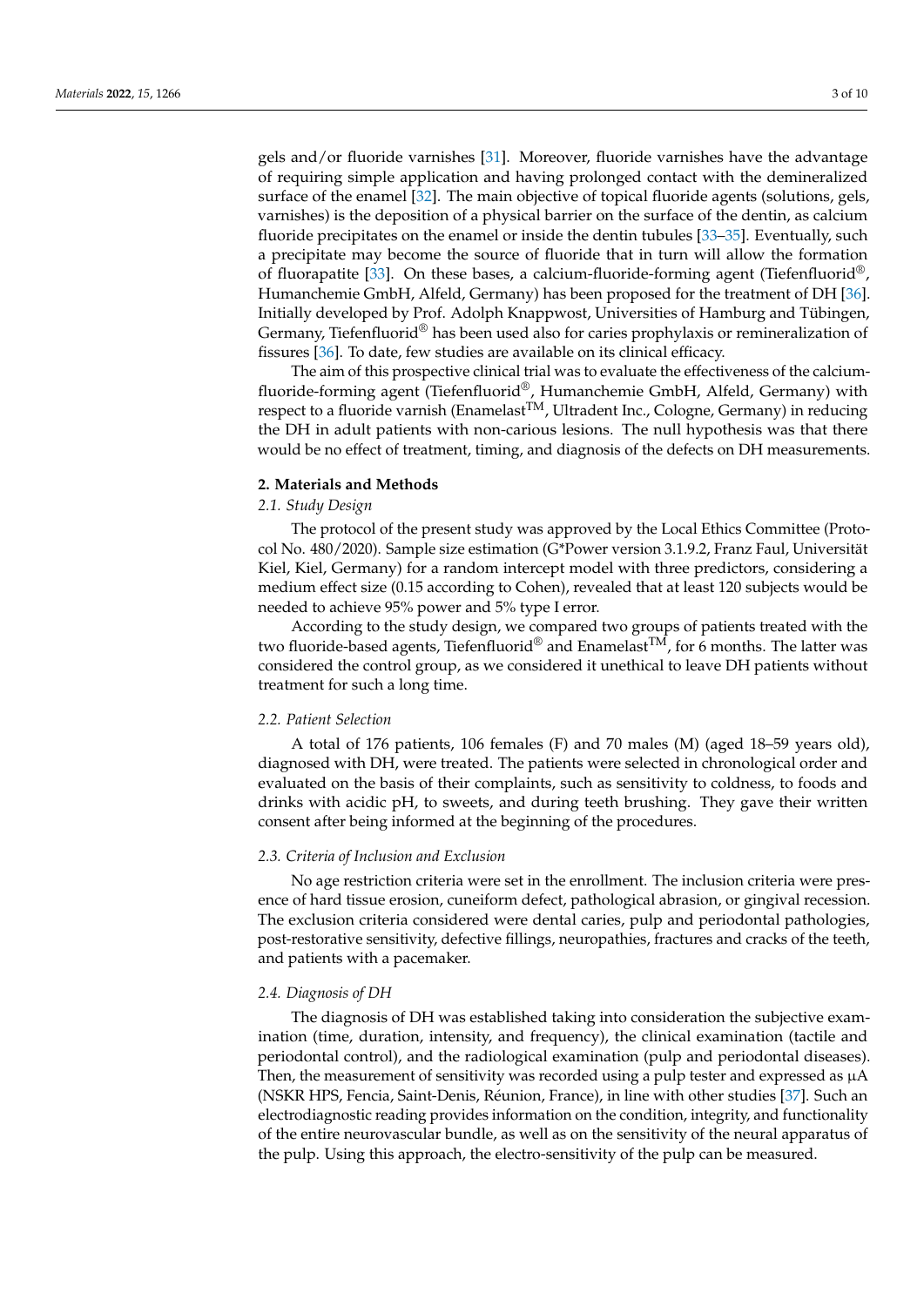gels and/or fluoride varnishes [31]. Moreover, fluoride varnishes have the advantage of requiring simple application and having prolonged contact with the demineralized surface of the enamel [32]. The main objective of topical fluoride agents (solutions, gels, varnishes) is the deposition of a physical barrier on the surface of the dentin, as calcium fluoride precipitates on the enamel or inside the dentin tubules [33–35]. Eventually, such a precipitate may become the source of fluoride that in turn will allow the formation of fluorapatite [33]. On these bases, a calcium-fluoride-forming agent (Tiefenfluorid®, Humanchemie GmbH, Alfeld, Germany) has been proposed for the treatment of DH [36]. Initially developed by Prof. Adolph Knappwost, Universities of Hamburg and Tübingen, Germany, Tiefenfluorid® has been used also for caries prophylaxis or remineralization of fissures [36]. To date, few studies are available on its clinical efficacy.

The aim of this prospective clinical trial was to evaluate the effectiveness of the calcium-fluoride-forming agent (Tiefenfluorid®, Humanchemie GmbH, Alfeld, Germany) with respect to a fluoride varnish (Enamelast™, Ultradent Inc., Cologne, Germany) in reducing the DH in adult patients with non-carious lesions. The null hypothesis was that there would be no effect of treatment, timing, and diagnosis of the defects on DH measurements.

## 2. Materials and Methods

### 2.1. Study Design

The protocol of the present study was approved by the Local Ethics Committee (Protocol No. 480/2020). Sample size estimation (G*Power version 3.1.9.2, Franz Faul, Universität Kiel, Kiel, Germany) for a random intercept model with three predictors, considering a medium effect size (0.15 according to Cohen), revealed that at least 120 subjects would be needed to achieve 95% power and 5% type I error.

According to the study design, we compared two groups of patients treated with the two fluoride-based agents, Tiefenfluorid® and Enamelast™, for 6 months. The latter was considered the control group, as we considered it unethical to leave DH patients without treatment for such a long time.

### 2.2. Patient Selection

A total of 176 patients, 106 females (F) and 70 males (M) (aged 18–59 years old), diagnosed with DH, were treated. The patients were selected in chronological order and evaluated on the basis of their complaints, such as sensitivity to coldness, to foods and drinks with acidic pH, to sweets, and during teeth brushing. They gave their written consent after being informed at the beginning of the procedures.

### 2.3. Criteria of Inclusion and Exclusion

No age restriction criteria were set in the enrollment. The inclusion criteria were presence of hard tissue erosion, cuneiform defect, pathological abrasion, or gingival recession. The exclusion criteria considered were dental caries, pulp and periodontal pathologies, post-restorative sensitivity, defective fillings, neuropathies, fractures and cracks of the teeth, and patients with a pacemaker.

### 2.4. Diagnosis of DH

The diagnosis of DH was established taking into consideration the subjective examination (time, duration, intensity, and frequency), the clinical examination (tactile and periodontal control), and the radiological examination (pulp and periodontal diseases). Then, the measurement of sensitivity was recorded using a pulp tester and expressed as μA (NSKR HPS, Fencia, Saint-Denis, Réunion, France), in line with other studies [37]. Such an electrodiagnostic reading provides information on the condition, integrity, and functionality of the entire neurovascular bundle, as well as on the sensitivity of the neural apparatus of the pulp. Using this approach, the electro-sensitivity of the pulp can be measured.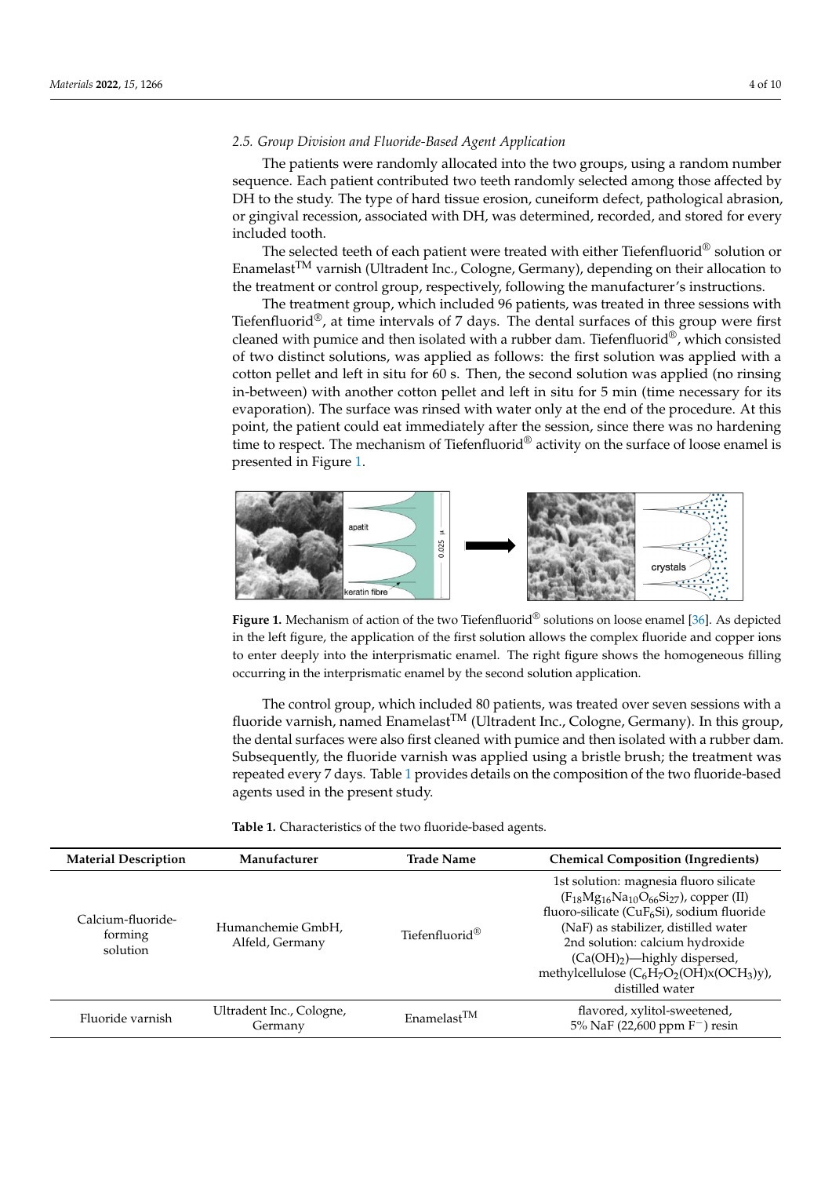### 2.5. Group Division and Fluoride-Based Agent Application

The patients were randomly allocated into the two groups, using a random number sequence. Each patient contributed two teeth randomly selected among those affected by DH to the study. The type of hard tissue erosion, cuneiform defect, pathological abrasion, or gingival recession, associated with DH, was determined, recorded, and stored for every included tooth.

The selected teeth of each patient were treated with either Tiefenfluorid® solution or Enamelast™ varnish (Ultradent Inc., Cologne, Germany), depending on their allocation to the treatment or control group, respectively, following the manufacturer's instructions.

The treatment group, which included 96 patients, was treated in three sessions with Tiefenfluorid®, at time intervals of 7 days. The dental surfaces of this group were first cleaned with pumice and then isolated with a rubber dam. Tiefenfluorid®, which consisted of two distinct solutions, was applied as follows: the first solution was applied with a cotton pellet and left in situ for 60 s. Then, the second solution was applied (no rinsing in-between) with another cotton pellet and left in situ for 5 min (time necessary for its evaporation). The surface was rinsed with water only at the end of the procedure. At this point, the patient could eat immediately after the session, since there was no hardening time to respect. The mechanism of Tiefenfluorid® activity on the surface of loose enamel is presented in Figure 1.

**Figure 1.** Mechanism of action of the two Tiefenfluorid® solutions on loose enamel [36]. As depicted in the left figure, the application of the first solution allows the complex fluoride and copper ions to enter deeply into the interprismatic enamel. The right figure shows the homogeneous filling occurring in the interprismatic enamel by the second solution application.

The control group, which included 80 patients, was treated over seven sessions with a fluoride varnish, named Enamelast™ (Ultradent Inc., Cologne, Germany). In this group, the dental surfaces were also first cleaned with pumice and then isolated with a rubber dam. Subsequently, the fluoride varnish was applied using a bristle brush; the treatment was repeated every 7 days. Table 1 provides details on the composition of the two fluoride-based agents used in the present study.

**Table 1.** Characteristics of the two fluoride-based agents.

| Material Description | Manufacturer | Trade Name | Chemical Composition (Ingredients) |
|---|---|---|---|
| Calcium-fluoride-forming solution | Humanchemie GmbH, Alfeld, Germany | Tiefenfluorid® | 1st solution: magnesia fluoro silicate ($F_{18}Mg_{16}Na_{10}O_{66}Si_{27}$), copper (II) fluoro-silicate ($CuF_6Si$), sodium fluoride (NaF) as stabilizer, distilled water 2nd solution: calcium hydroxide ($(Ca(OH)_2)$)—highly dispersed, methylcellulose ($C_6H_7O_2(OH)x(OCH_3)y$), distilled water |
| Fluoride varnish | Ultradent Inc., Cologne, Germany | Enamelast™ | flavored, xylitol-sweetened, 5% NaF (22,600 ppm $F^-$) resin |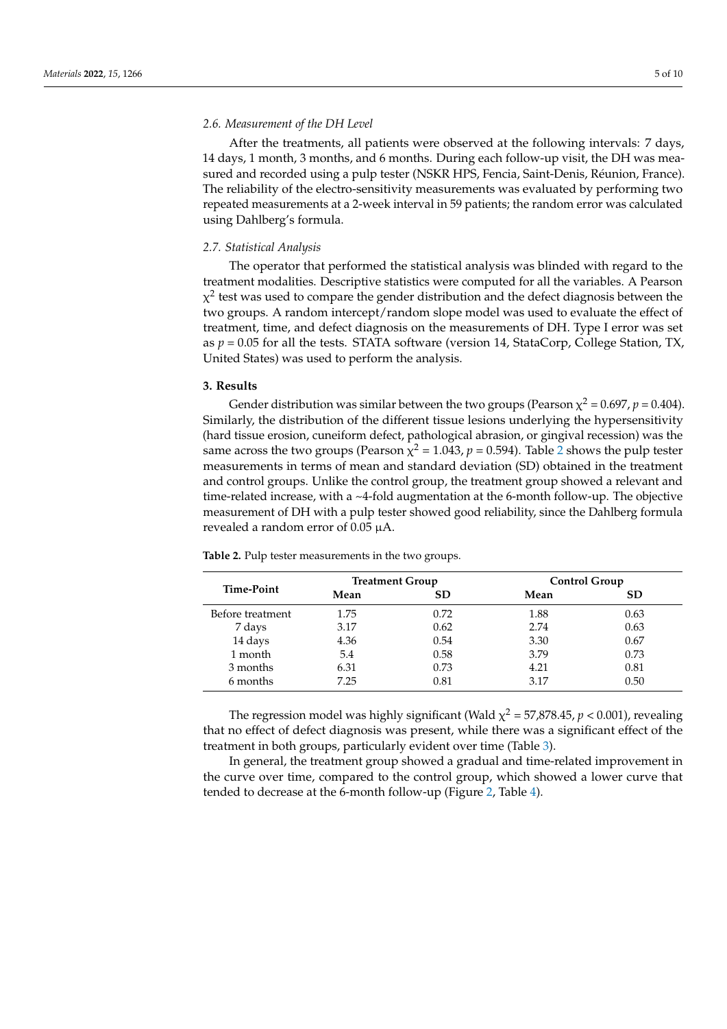### 2.6. Measurement of the DH Level

After the treatments, all patients were observed at the following intervals: 7 days, 14 days, 1 month, 3 months, and 6 months. During each follow-up visit, the DH was measured and recorded using a pulp tester (NSKR HPS, Fencia, Saint-Denis, Réunion, France). The reliability of the electro-sensitivity measurements was evaluated by performing two repeated measurements at a 2-week interval in 59 patients; the random error was calculated using Dahlberg's formula.

### 2.7. Statistical Analysis

The operator that performed the statistical analysis was blinded with regard to the treatment modalities. Descriptive statistics were computed for all the variables. A Pearson $\chi^2$ test was used to compare the gender distribution and the defect diagnosis between the two groups. A random intercept/random slope model was used to evaluate the effect of treatment, time, and defect diagnosis on the measurements of DH. Type I error was set as $p = 0.05$ for all the tests. STATA software (version 14, StataCorp, College Station, TX, United States) was used to perform the analysis.

## 3. Results

Gender distribution was similar between the two groups (Pearson $\chi^2 = 0.697$, $p = 0.404$). Similarly, the distribution of the different tissue lesions underlying the hypersensitivity (hard tissue erosion, cuneiform defect, pathological abrasion, or gingival recession) was the same across the two groups (Pearson $\chi^2 = 1.043$, $p = 0.594$). Table 2 shows the pulp tester measurements in terms of mean and standard deviation (SD) obtained in the treatment and control groups. Unlike the control group, the treatment group showed a relevant and time-related increase, with a ~4-fold augmentation at the 6-month follow-up. The objective measurement of DH with a pulp tester showed good reliability, since the Dahlberg formula revealed a random error of 0.05 μA.

**Table 2.** Pulp tester measurements in the two groups.

| Time-Point | Treatment Group | | Control Group | |
|---|---|---|---|---|
| | Mean | SD | Mean | SD |
| Before treatment | 1.75 | 0.72 | 1.88 | 0.63 |
| 7 days | 3.17 | 0.62 | 2.74 | 0.63 |
| 14 days | 4.36 | 0.54 | 3.30 | 0.67 |
| 1 month | 5.4 | 0.58 | 3.79 | 0.73 |
| 3 months | 6.31 | 0.73 | 4.21 | 0.81 |
| 6 months | 7.25 | 0.81 | 3.17 | 0.50 |

The regression model was highly significant (Wald $\chi^2 = 57{,}878.45$, $p < 0.001$), revealing that no effect of defect diagnosis was present, while there was a significant effect of the treatment in both groups, particularly evident over time (Table 3).

In general, the treatment group showed a gradual and time-related improvement in the curve over time, compared to the control group, which showed a lower curve that tended to decrease at the 6-month follow-up (Figure 2, Table 4).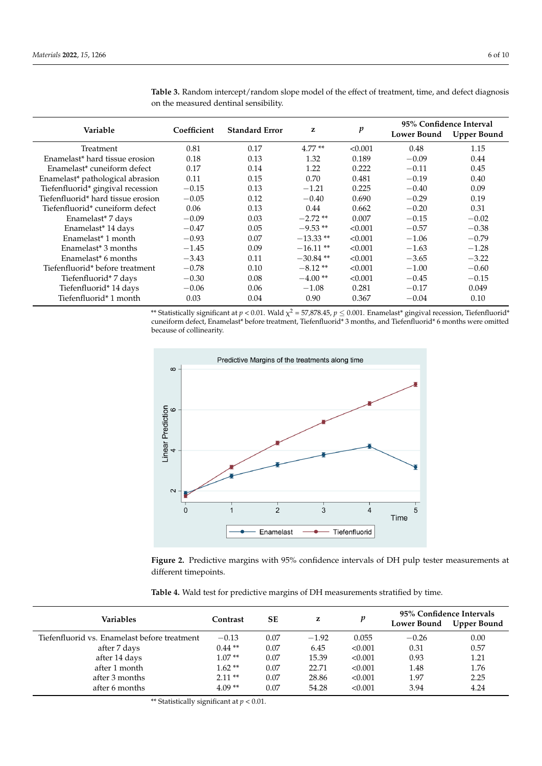**Table 3.** Random intercept/random slope model of the effect of treatment, time, and defect diagnosis on the measured dentinal sensibility.

| Variable | Coefficient | Standard Error | z | $p$ | 95% Confidence Interval | |
|---|---|---|---|---|---|---|
| | | | | | Lower Bound | Upper Bound |
| Treatment | 0.81 | 0.17 | 4.77 ** | <0.001 | 0.48 | 1.15 |
| Enamelast* hard tissue erosion | 0.18 | 0.13 | 1.32 | 0.189 | −0.09 | 0.44 |
| Enamelast* cuneiform defect | 0.17 | 0.14 | 1.22 | 0.222 | −0.11 | 0.45 |
| Enamelast* pathological abrasion | 0.11 | 0.15 | 0.70 | 0.481 | −0.19 | 0.40 |
| Tiefenfluorid* gingival recession | −0.15 | 0.13 | −1.21 | 0.225 | −0.40 | 0.09 |
| Tiefenfluorid* hard tissue erosion | −0.05 | 0.12 | −0.40 | 0.690 | −0.29 | 0.19 |
| Tiefenfluorid* cuneiform defect | 0.06 | 0.13 | 0.44 | 0.662 | −0.20 | 0.31 |
| Enamelast* 7 days | −0.09 | 0.03 | −2.72 ** | 0.007 | −0.15 | −0.02 |
| Enamelast* 14 days | −0.47 | 0.05 | −9.53 ** | <0.001 | −0.57 | −0.38 |
| Enamelast* 1 month | −0.93 | 0.07 | −13.33 ** | <0.001 | −1.06 | −0.79 |
| Enamelast* 3 months | −1.45 | 0.09 | −16.11 ** | <0.001 | −1.63 | −1.28 |
| Enamelast* 6 months | −3.43 | 0.11 | −30.84 ** | <0.001 | −3.65 | −3.22 |
| Tiefenfluorid* before treatment | −0.78 | 0.10 | −8.12 ** | <0.001 | −1.00 | −0.60 |
| Tiefenfluorid* 7 days | −0.30 | 0.08 | −4.00 ** | <0.001 | −0.45 | −0.15 |
| Tiefenfluorid* 14 days | −0.06 | 0.06 | −1.08 | 0.281 | −0.17 | 0.049 |
| Tiefenfluorid* 1 month | 0.03 | 0.04 | 0.90 | 0.367 | −0.04 | 0.10 |

** Statistically significant at $p < 0.01$. Wald $\chi^2$ = 57,878.45, $p \leq 0.001$. Enamelast* gingival recession, Tiefenfluorid* cuneiform defect, Enamelast* before treatment, Tiefenfluorid* 3 months, and Tiefenfluorid* 6 months were omitted because of collinearity.

**Figure 2.** Predictive margins with 95% confidence intervals of DH pulp tester measurements at different timepoints.

**Table 4.** Wald test for predictive margins of DH measurements stratified by time.

| Variables | Contrast | SE | z | $p$ | 95% Confidence Intervals | |
|---|---|---|---|---|---|---|
| | | | | | Lower Bound | Upper Bound |
| Tiefenfluorid vs. Enamelast before treatment | −0.13 | 0.07 | −1.92 | 0.055 | −0.26 | 0.00 |
| after 7 days | 0.44 ** | 0.07 | 6.45 | <0.001 | 0.31 | 0.57 |
| after 14 days | 1.07 ** | 0.07 | 15.39 | <0.001 | 0.93 | 1.21 |
| after 1 month | 1.62 ** | 0.07 | 22.71 | <0.001 | 1.48 | 1.76 |
| after 3 months | 2.11 ** | 0.07 | 28.86 | <0.001 | 1.97 | 2.25 |
| after 6 months | 4.09 ** | 0.07 | 54.28 | <0.001 | 3.94 | 4.24 |

** Statistically significant at $p < 0.01$.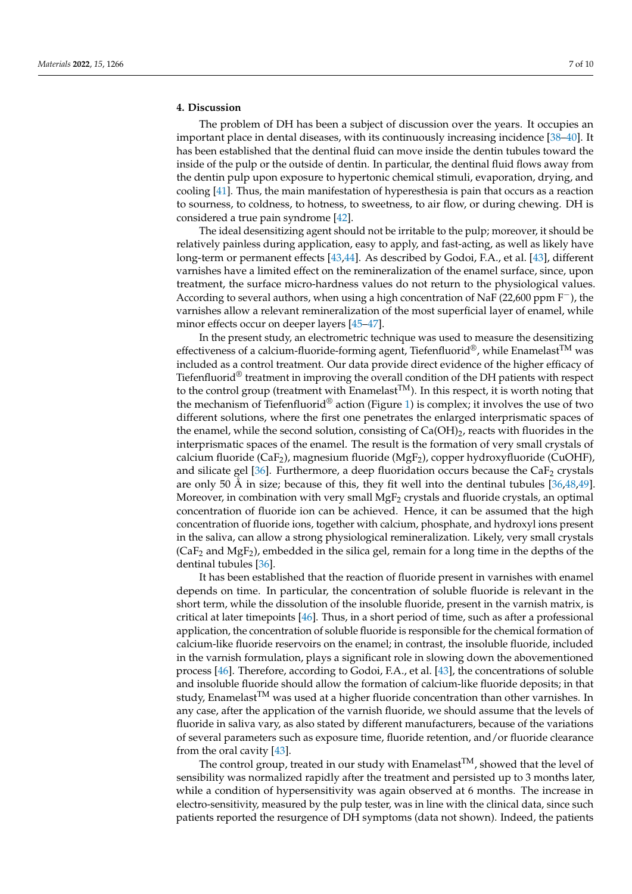## 4. Discussion

The problem of DH has been a subject of discussion over the years. It occupies an important place in dental diseases, with its continuously increasing incidence [38–40]. It has been established that the dentinal fluid can move inside the dentin tubules toward the inside of the pulp or the outside of dentin. In particular, the dentinal fluid flows away from the dentin pulp upon exposure to hypertonic chemical stimuli, evaporation, drying, and cooling [41]. Thus, the main manifestation of hyperesthesia is pain that occurs as a reaction to sourness, to coldness, to hotness, to sweetness, to air flow, or during chewing. DH is considered a true pain syndrome [42].

The ideal desensitizing agent should not be irritable to the pulp; moreover, it should be relatively painless during application, easy to apply, and fast-acting, as well as likely have long-term or permanent effects [43,44]. As described by Godoi, F.A., et al. [43], different varnishes have a limited effect on the remineralization of the enamel surface, since, upon treatment, the surface micro-hardness values do not return to the physiological values. According to several authors, when using a high concentration of NaF (22,600 ppm $F^-$), the varnishes allow a relevant remineralization of the most superficial layer of enamel, while minor effects occur on deeper layers [45–47].

In the present study, an electrometric technique was used to measure the desensitizing effectiveness of a calcium-fluoride-forming agent, Tiefenfluorid®, while Enamelast™ was included as a control treatment. Our data provide direct evidence of the higher efficacy of Tiefenfluorid® treatment in improving the overall condition of the DH patients with respect to the control group (treatment with Enamelast™). In this respect, it is worth noting that the mechanism of Tiefenfluorid® action (Figure 1) is complex; it involves the use of two different solutions, where the first one penetrates the enlarged interprismatic spaces of the enamel, while the second solution, consisting of $Ca(OH)_2$, reacts with fluorides in the interprismatic spaces of the enamel. The result is the formation of very small crystals of calcium fluoride ($CaF_2$), magnesium fluoride ($MgF_2$), copper hydroxyfluoride (CuOHF), and silicate gel [36]. Furthermore, a deep fluoridation occurs because the $CaF_2$ crystals are only 50 Å in size; because of this, they fit well into the dentinal tubules [36,48,49]. Moreover, in combination with very small $MgF_2$ crystals and fluoride crystals, an optimal concentration of fluoride ion can be achieved. Hence, it can be assumed that the high concentration of fluoride ions, together with calcium, phosphate, and hydroxyl ions present in the saliva, can allow a strong physiological remineralization. Likely, very small crystals ($CaF_2$ and $MgF_2$), embedded in the silica gel, remain for a long time in the depths of the dentinal tubules [36].

It has been established that the reaction of fluoride present in varnishes with enamel depends on time. In particular, the concentration of soluble fluoride is relevant in the short term, while the dissolution of the insoluble fluoride, present in the varnish matrix, is critical at later timepoints [46]. Thus, in a short period of time, such as after a professional application, the concentration of soluble fluoride is responsible for the chemical formation of calcium-like fluoride reservoirs on the enamel; in contrast, the insoluble fluoride, included in the varnish formulation, plays a significant role in slowing down the abovementioned process [46]. Therefore, according to Godoi, F.A., et al. [43], the concentrations of soluble and insoluble fluoride should allow the formation of calcium-like fluoride deposits; in that study, Enamelast™ was used at a higher fluoride concentration than other varnishes. In any case, after the application of the varnish fluoride, we should assume that the levels of fluoride in saliva vary, as also stated by different manufacturers, because of the variations of several parameters such as exposure time, fluoride retention, and/or fluoride clearance from the oral cavity [43].

The control group, treated in our study with Enamelast™, showed that the level of sensibility was normalized rapidly after the treatment and persisted up to 3 months later, while a condition of hypersensitivity was again observed at 6 months. The increase in electro-sensitivity, measured by the pulp tester, was in line with the clinical data, since such patients reported the resurgence of DH symptoms (data not shown). Indeed, the patients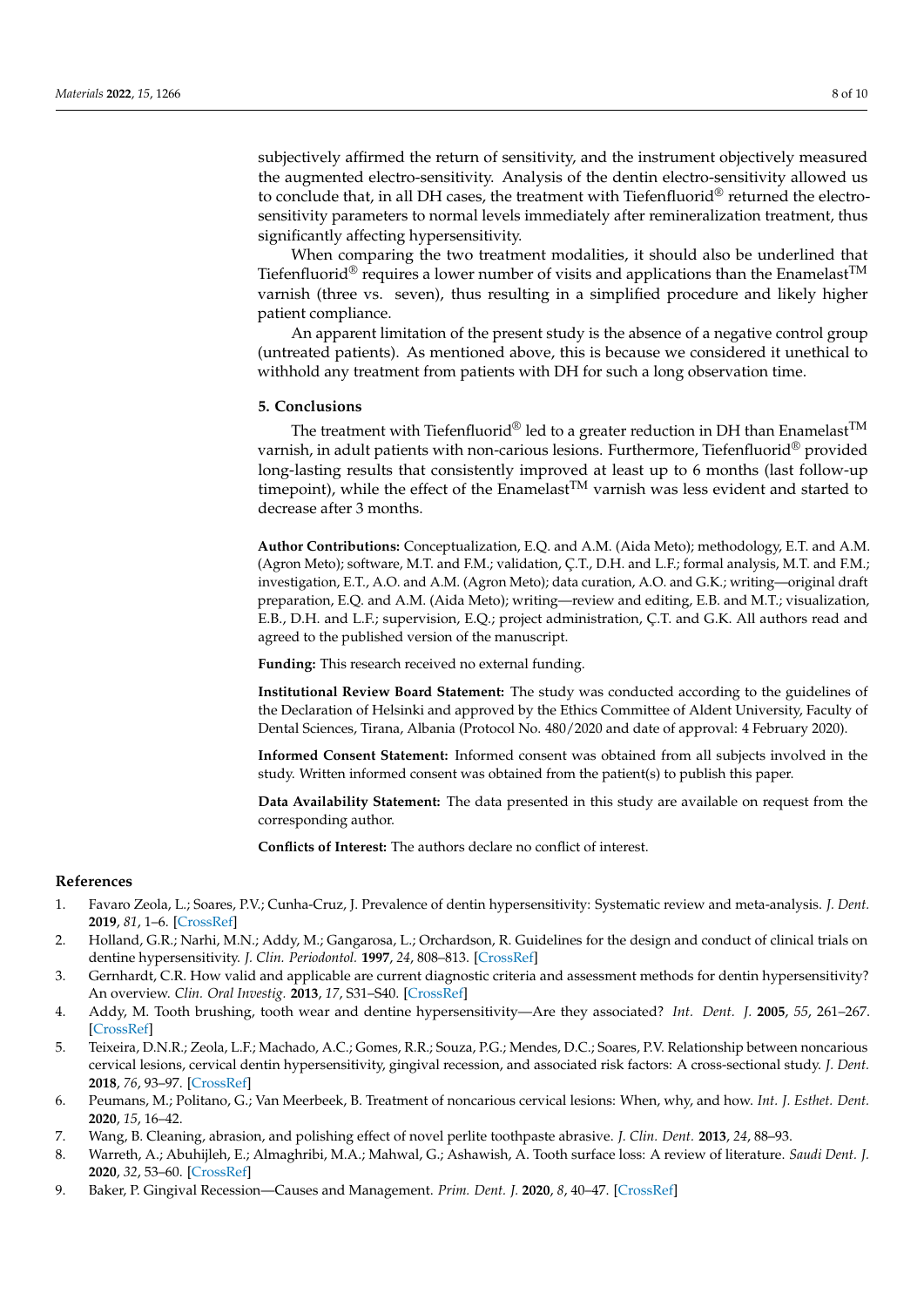subjectively affirmed the return of sensitivity, and the instrument objectively measured the augmented electro-sensitivity. Analysis of the dentin electro-sensitivity allowed us to conclude that, in all DH cases, the treatment with Tiefenfluorid® returned the electro-sensitivity parameters to normal levels immediately after remineralization treatment, thus significantly affecting hypersensitivity.

When comparing the two treatment modalities, it should also be underlined that Tiefenfluorid® requires a lower number of visits and applications than the Enamelast™ varnish (three vs. seven), thus resulting in a simplified procedure and likely higher patient compliance.

An apparent limitation of the present study is the absence of a negative control group (untreated patients). As mentioned above, this is because we considered it unethical to withhold any treatment from patients with DH for such a long observation time.

## 5. Conclusions

The treatment with Tiefenfluorid® led to a greater reduction in DH than Enamelast™ varnish, in adult patients with non-carious lesions. Furthermore, Tiefenfluorid® provided long-lasting results that consistently improved at least up to 6 months (last follow-up timepoint), while the effect of the Enamelast™ varnish was less evident and started to decrease after 3 months.

**Author Contributions:** Conceptualization, E.Q. and A.M. (Aida Meto); methodology, E.T. and A.M. (Agron Meto); software, M.T. and F.M.; validation, Ç.T., D.H. and L.F.; formal analysis, M.T. and F.M.; investigation, E.T., A.O. and A.M. (Agron Meto); data curation, A.O. and G.K.; writing—original draft preparation, E.Q. and A.M. (Aida Meto); writing—review and editing, E.B. and M.T.; visualization, E.B., D.H. and L.F.; supervision, E.Q.; project administration, Ç.T. and G.K. All authors read and agreed to the published version of the manuscript.

**Funding:** This research received no external funding.

**Institutional Review Board Statement:** The study was conducted according to the guidelines of the Declaration of Helsinki and approved by the Ethics Committee of Aldent University, Faculty of Dental Sciences, Tirana, Albania (Protocol No. 480/2020 and date of approval: 4 February 2020).

**Informed Consent Statement:** Informed consent was obtained from all subjects involved in the study. Written informed consent was obtained from the patient(s) to publish this paper.

**Data Availability Statement:** The data presented in this study are available on request from the corresponding author.

**Conflicts of Interest:** The authors declare no conflict of interest.

## References

1. Favaro Zeola, L.; Soares, P.V.; Cunha-Cruz, J. Prevalence of dentin hypersensitivity: Systematic review and meta-analysis. *J. Dent.* **2019**, *81*, 1–6. [CrossRef]
2. Holland, G.R.; Narhi, M.N.; Addy, M.; Gangarosa, L.; Orchardson, R. Guidelines for the design and conduct of clinical trials on dentine hypersensitivity. *J. Clin. Periodontol.* **1997**, *24*, 808–813. [CrossRef]
3. Gernhardt, C.R. How valid and applicable are current diagnostic criteria and assessment methods for dentin hypersensitivity? An overview. *Clin. Oral Investig.* **2013**, *17*, S31–S40. [CrossRef]
4. Addy, M. Tooth brushing, tooth wear and dentine hypersensitivity—Are they associated? *Int. Dent. J.* **2005**, *55*, 261–267. [CrossRef]
5. Teixeira, D.N.R.; Zeola, L.F.; Machado, A.C.; Gomes, R.R.; Souza, P.G.; Mendes, D.C.; Soares, P.V. Relationship between noncarious cervical lesions, cervical dentin hypersensitivity, gingival recession, and associated risk factors: A cross-sectional study. *J. Dent.* **2018**, *76*, 93–97. [CrossRef]
6. Peumans, M.; Politano, G.; Van Meerbeek, B. Treatment of noncarious cervical lesions: When, why, and how. *Int. J. Esthet. Dent.* **2020**, *15*, 16–42.
7. Wang, B. Cleaning, abrasion, and polishing effect of novel perlite toothpaste abrasive. *J. Clin. Dent.* **2013**, *24*, 88–93.
8. Warreth, A.; Abuhijleh, E.; Almaghribi, M.A.; Mahwal, G.; Ashawish, A. Tooth surface loss: A review of literature. *Saudi Dent. J.* **2020**, *32*, 53–60. [CrossRef]
9. Baker, P. Gingival Recession—Causes and Management. *Prim. Dent. J.* **2020**, *8*, 40–47. [CrossRef]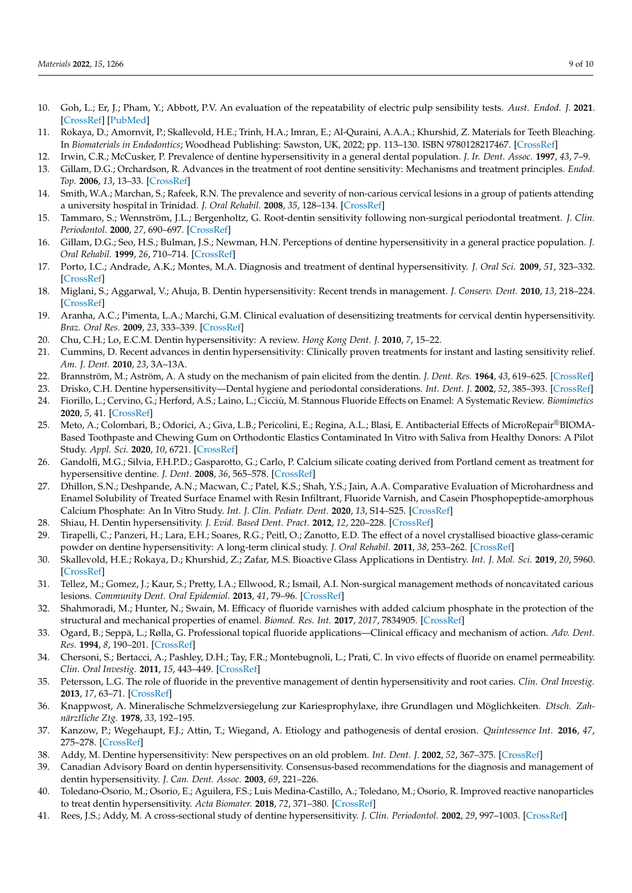10. Goh, L.; Er, J.; Pham, Y.; Abbott, P.V. An evaluation of the repeatability of electric pulp sensibility tests. *Aust. Endod. J.* **2021**. [CrossRef] [PubMed]
11. Rokaya, D.; Amornvit, P.; Skallevold, H.E.; Trinh, H.A.; Imran, E.; Al-Quraini, A.A.A.; Khurshid, Z. Materials for Teeth Bleaching. In *Biomaterials in Endodontics*; Woodhead Publishing: Sawston, UK, 2022; pp. 113–130. ISBN 9780128217467. [CrossRef]
12. Irwin, C.R.; McCusker, P. Prevalence of dentine hypersensitivity in a general dental population. *J. Ir. Dent. Assoc.* **1997**, *43*, 7–9.
13. Gillam, D.G.; Orchardson, R. Advances in the treatment of root dentine sensitivity: Mechanisms and treatment principles. *Endod. Top.* **2006**, *13*, 13–33. [CrossRef]
14. Smith, W.A.; Marchan, S.; Rafeek, R.N. The prevalence and severity of non-carious cervical lesions in a group of patients attending a university hospital in Trinidad. *J. Oral Rehabil.* **2008**, *35*, 128–134. [CrossRef]
15. Tammaro, S.; Wennström, J.L.; Bergenholtz, G. Root-dentin sensitivity following non-surgical periodontal treatment. *J. Clin. Periodontol.* **2000**, *27*, 690–697. [CrossRef]
16. Gillam, D.G.; Seo, H.S.; Bulman, J.S.; Newman, H.N. Perceptions of dentine hypersensitivity in a general practice population. *J. Oral Rehabil.* **1999**, *26*, 710–714. [CrossRef]
17. Porto, I.C.; Andrade, A.K.; Montes, M.A. Diagnosis and treatment of dentinal hypersensitivity. *J. Oral Sci.* **2009**, *51*, 323–332. [CrossRef]
18. Miglani, S.; Aggarwal, V.; Ahuja, B. Dentin hypersensitivity: Recent trends in management. *J. Conserv. Dent.* **2010**, *13*, 218–224. [CrossRef]
19. Aranha, A.C.; Pimenta, L.A.; Marchi, G.M. Clinical evaluation of desensitizing treatments for cervical dentin hypersensitivity. *Braz. Oral Res.* **2009**, *23*, 333–339. [CrossRef]
20. Chu, C.H.; Lo, E.C.M. Dentin hypersensitivity: A review. *Hong Kong Dent. J.* **2010**, *7*, 15–22.
21. Cummins, D. Recent advances in dentin hypersensitivity: Clinically proven treatments for instant and lasting sensitivity relief. *Am. J. Dent.* **2010**, *23*, 3A–13A.
22. Brannström, M.; Aström, A. A study on the mechanism of pain elicited from the dentin. *J. Dent. Res.* **1964**, *43*, 619–625. [CrossRef]
23. Drisko, C.H. Dentine hypersensitivity—Dental hygiene and periodontal considerations. *Int. Dent. J.* **2002**, *52*, 385–393. [CrossRef]
24. Fiorillo, L.; Cervino, G.; Herford, A.S.; Laino, L.; Cicciù, M. Stannous Fluoride Effects on Enamel: A Systematic Review. *Biomimetics* **2020**, *5*, 41. [CrossRef]
25. Meto, A.; Colombari, B.; Odorici, A.; Giva, L.B.; Pericolini, E.; Regina, A.L.; Blasi, E. Antibacterial Effects of MicroRepair®BIOMA-Based Toothpaste and Chewing Gum on Orthodontic Elastics Contaminated In Vitro with Saliva from Healthy Donors: A Pilot Study. *Appl. Sci.* **2020**, *10*, 6721. [CrossRef]
26. Gandolfi, M.G.; Silvia, F.H.P.D.; Gasparotto, G.; Carlo, P. Calcium silicate coating derived from Portland cement as treatment for hypersensitive dentine. *J. Dent.* **2008**, *36*, 565–578. [CrossRef]
27. Dhillon, S.N.; Deshpande, A.N.; Macwan, C.; Patel, K.S.; Shah, Y.S.; Jain, A.A. Comparative Evaluation of Microhardness and Enamel Solubility of Treated Surface Enamel with Resin Infiltrant, Fluoride Varnish, and Casein Phosphopeptide-amorphous Calcium Phosphate: An In Vitro Study. *Int. J. Clin. Pediatr. Dent.* **2020**, *13*, S14–S25. [CrossRef]
28. Shiau, H. Dentin hypersensitivity. *J. Evid. Based Dent. Pract.* **2012**, *12*, 220–228. [CrossRef]
29. Tirapelli, C.; Panzeri, H.; Lara, E.H.; Soares, R.G.; Peitl, O.; Zanotto, E.D. The effect of a novel crystallised bioactive glass-ceramic powder on dentine hypersensitivity: A long-term clinical study. *J. Oral Rehabil.* **2011**, *38*, 253–262. [CrossRef]
30. Skallevold, H.E.; Rokaya, D.; Khurshid, Z.; Zafar, M.S. Bioactive Glass Applications in Dentistry. *Int. J. Mol. Sci.* **2019**, *20*, 5960. [CrossRef]
31. Tellez, M.; Gomez, J.; Kaur, S.; Pretty, I.A.; Ellwood, R.; Ismail, A.I. Non-surgical management methods of noncavitated carious lesions. *Community Dent. Oral Epidemiol.* **2013**, *41*, 79–96. [CrossRef]
32. Shahmoradi, M.; Hunter, N.; Swain, M. Efficacy of fluoride varnishes with added calcium phosphate in the protection of the structural and mechanical properties of enamel. *Biomed. Res. Int.* **2017**, *2017*, 7834905. [CrossRef]
33. Ogard, B.; Seppä, L.; Rølla, G. Professional topical fluoride applications—Clinical efficacy and mechanism of action. *Adv. Dent. Res.* **1994**, *8*, 190–201. [CrossRef]
34. Chersoni, S.; Bertacci, A.; Pashley, D.H.; Tay, F.R.; Montebugnoli, L.; Prati, C. In vivo effects of fluoride on enamel permeability. *Clin. Oral Investig.* **2011**, *15*, 443–449. [CrossRef]
35. Petersson, L.G. The role of fluoride in the preventive management of dentin hypersensitivity and root caries. *Clin. Oral Investig.* **2013**, *17*, 63–71. [CrossRef]
36. Knappwost, A. Mineralische Schmelzversiegelung zur Kariesprophylaxe, ihre Grundlagen und Möglichkeiten. *Dtsch. Zahnärztliche Ztg.* **1978**, *33*, 192–195.
37. Kanzow, P.; Wegehaupt, F.J.; Attin, T.; Wiegand, A. Etiology and pathogenesis of dental erosion. *Quintessence Int.* **2016**, *47*, 275–278. [CrossRef]
38. Addy, M. Dentine hypersensitivity: New perspectives on an old problem. *Int. Dent. J.* **2002**, *52*, 367–375. [CrossRef]
39. Canadian Advisory Board on dentin hypersensitivity. Consensus-based recommendations for the diagnosis and management of dentin hypersensitivity. *J. Can. Dent. Assoc.* **2003**, *69*, 221–226.
40. Toledano-Osorio, M.; Osorio, E.; Aguilera, F.S.; Luis Medina-Castillo, A.; Toledano, M.; Osorio, R. Improved reactive nanoparticles to treat dentin hypersensitivity. *Acta Biomater.* **2018**, *72*, 371–380. [CrossRef]
41. Rees, J.S.; Addy, M. A cross-sectional study of dentine hypersensitivity. *J. Clin. Periodontol.* **2002**, *29*, 997–1003. [CrossRef]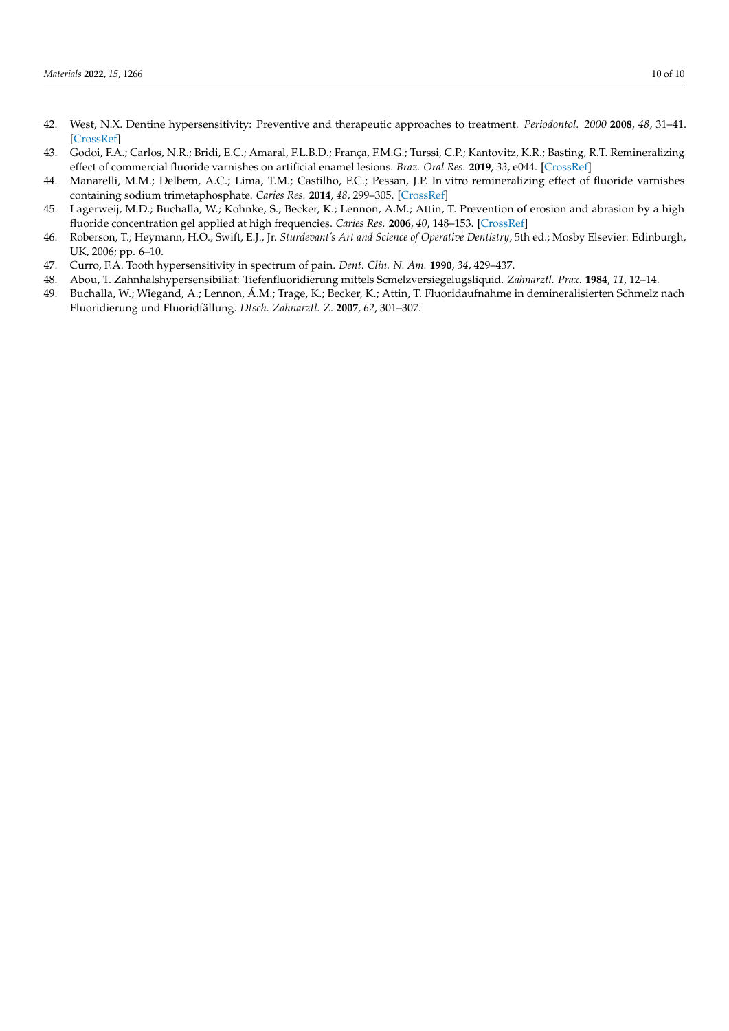42. West, N.X. Dentine hypersensitivity: Preventive and therapeutic approaches to treatment. *Periodontol. 2000* **2008**, *48*, 31–41. [CrossRef]
43. Godoi, F.A.; Carlos, N.R.; Bridi, E.C.; Amaral, F.L.B.D.; França, F.M.G.; Turssi, C.P.; Kantovitz, K.R.; Basting, R.T. Remineralizing effect of commercial fluoride varnishes on artificial enamel lesions. *Braz. Oral Res.* **2019**, *33*, e044. [CrossRef]
44. Manarelli, M.M.; Delbem, A.C.; Lima, T.M.; Castilho, F.C.; Pessan, J.P. In vitro remineralizing effect of fluoride varnishes containing sodium trimetaphosphate. *Caries Res.* **2014**, *48*, 299–305. [CrossRef]
45. Lagerweij, M.D.; Buchalla, W.; Kohnke, S.; Becker, K.; Lennon, A.M.; Attin, T. Prevention of erosion and abrasion by a high fluoride concentration gel applied at high frequencies. *Caries Res.* **2006**, *40*, 148–153. [CrossRef]
46. Roberson, T.; Heymann, H.O.; Swift, E.J., Jr. *Sturdevant's Art and Science of Operative Dentistry*, 5th ed.; Mosby Elsevier: Edinburgh, UK, 2006; pp. 6–10.
47. Curro, F.A. Tooth hypersensitivity in spectrum of pain. *Dent. Clin. N. Am.* **1990**, *34*, 429–437.
48. Abou, T. Zahnhalshypersensibiliat: Tiefenfluoridierung mittels Scmelzversiegelugsliquid. *Zahnarztl. Prax.* **1984**, *11*, 12–14.
49. Buchalla, W.; Wiegand, A.; Lennon, Á.M.; Trage, K.; Becker, K.; Attin, T. Fluoridaufnahme in demineralisierten Schmelz nach Fluoridierung und Fluoridfällung. *Dtsch. Zahnarztl. Z.* **2007**, *62*, 301–307.